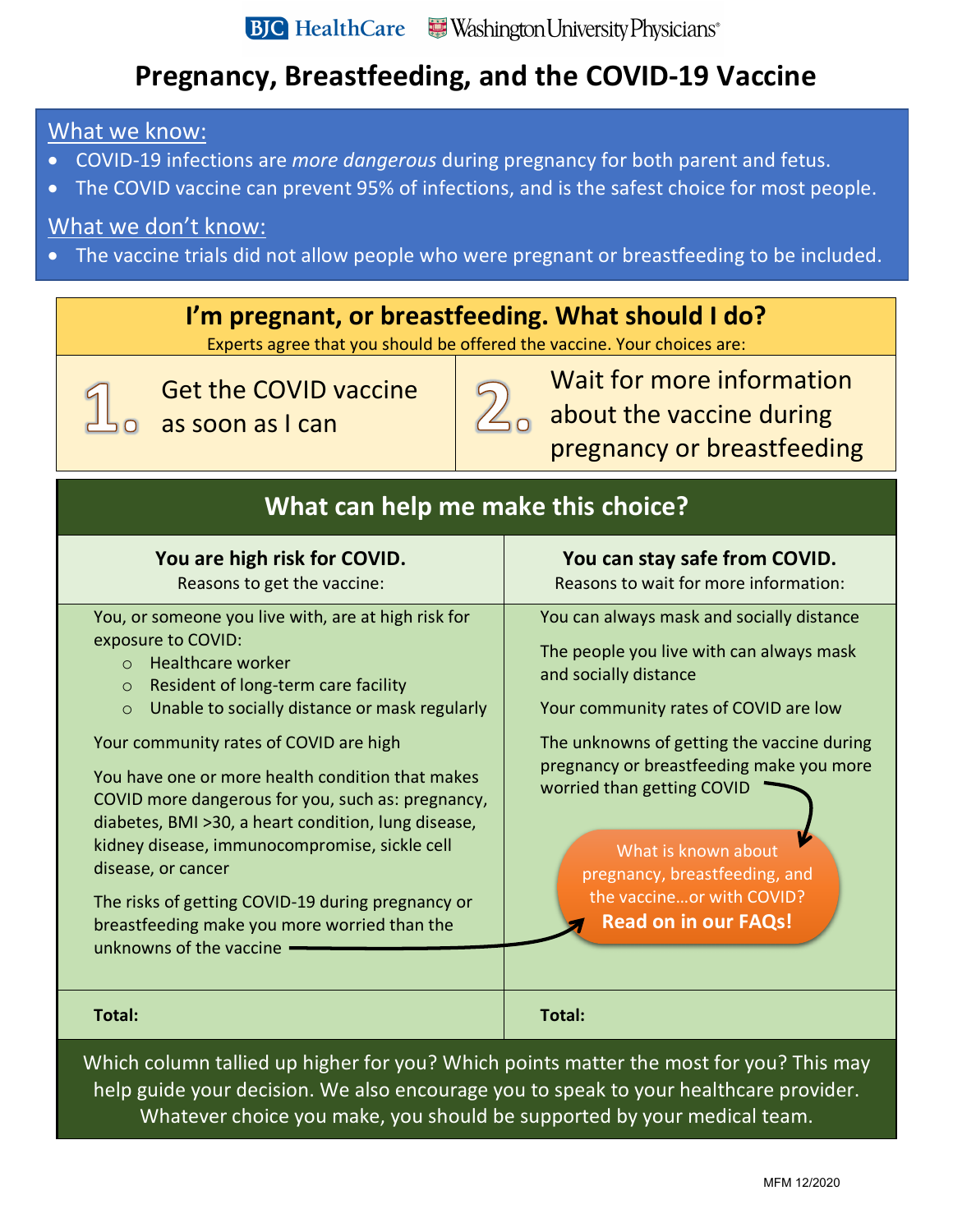BJC HealthCare | Washington University Physicians

# Pregnancy, Breastfeeding, and the COVID-19 Vaccine

## What we know:

- COVID-19 infections are *more dangerous* during pregnancy for both parent and fetus.
- The COVID vaccine can prevent 95% of infections, and is the safest choice for most people.

## What we don't know:

- The vaccine trials did not allow people who were pregnant or breastfeeding to be included.

## I'm pregnant, or breastfeeding. What should I do?

Experts agree that you should be offered the vaccine. Your choices are:

1. Get the COVID vaccine as soon as I can
2. Wait for more information about the vaccine during pregnancy or breastfeeding

## What can help me make this choice?

| **You are high risk for COVID.** Reasons to get the vaccine: | **You can stay safe from COVID.** Reasons to wait for more information: |
|---|---|
| You, or someone you live with, are at high risk for exposure to COVID: Healthcare worker; Resident of long-term care facility; Unable to socially distance or mask regularly | You can always mask and socially distance |
| Your community rates of COVID are high | The people you live with can always mask and socially distance |
| You have one or more health condition that makes COVID more dangerous for you, such as: pregnancy, diabetes, BMI >30, a heart condition, lung disease, kidney disease, immunocompromise, sickle cell disease, or cancer | Your community rates of COVID are low |
| The risks of getting COVID-19 during pregnancy or breastfeeding make you more worried than the unknowns of the vaccine | The unknowns of getting the vaccine during pregnancy or breastfeeding make you more worried than getting COVID |
| **Total:** | **Total:** |

What is known about pregnancy, breastfeeding, and the vaccine…or with COVID? **Read on in our FAQs!**

Which column tallied up higher for you? Which points matter the most for you? This may help guide your decision. We also encourage you to speak to your healthcare provider. Whatever choice you make, you should be supported by your medical team.

MFM 12/2020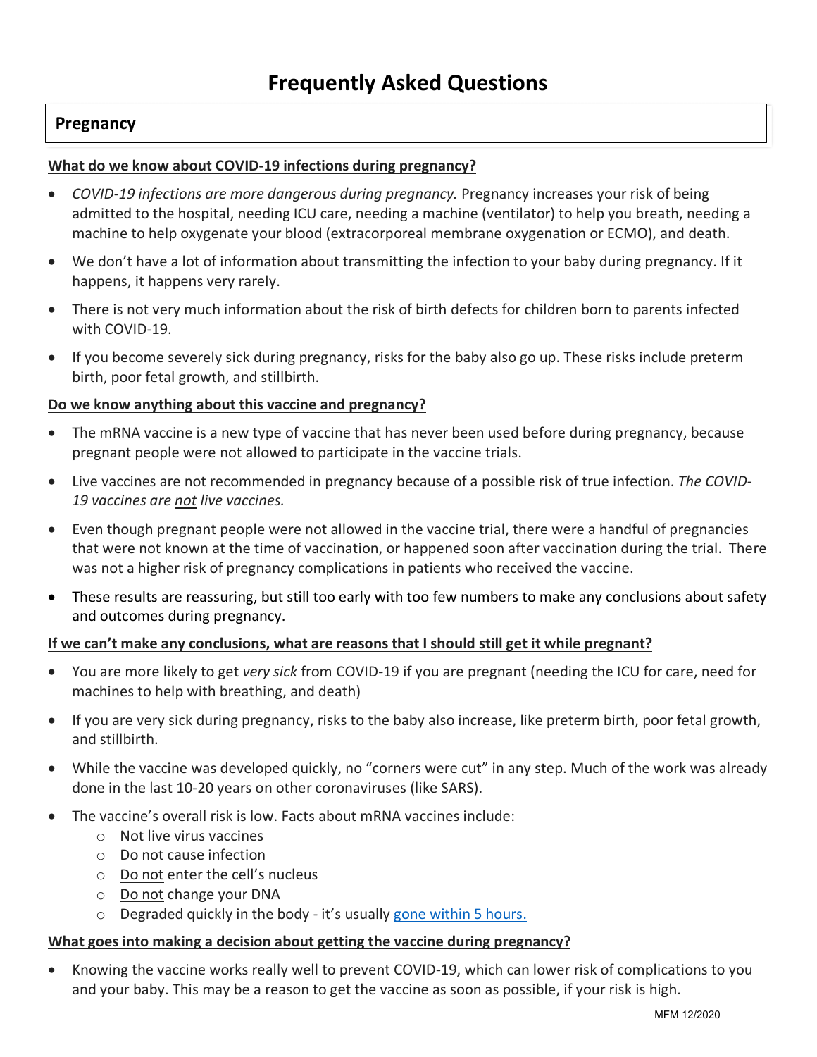# Frequently Asked Questions

## Pregnancy

**What do we know about COVID-19 infections during pregnancy?**

- *COVID-19 infections are more dangerous during pregnancy.* Pregnancy increases your risk of being admitted to the hospital, needing ICU care, needing a machine (ventilator) to help you breath, needing a machine to help oxygenate your blood (extracorporeal membrane oxygenation or ECMO), and death.
- We don't have a lot of information about transmitting the infection to your baby during pregnancy. If it happens, it happens very rarely.
- There is not very much information about the risk of birth defects for children born to parents infected with COVID-19.
- If you become severely sick during pregnancy, risks for the baby also go up. These risks include preterm birth, poor fetal growth, and stillbirth.

**Do we know anything about this vaccine and pregnancy?**

- The mRNA vaccine is a new type of vaccine that has never been used before during pregnancy, because pregnant people were not allowed to participate in the vaccine trials.
- Live vaccines are not recommended in pregnancy because of a possible risk of true infection. *The COVID-19 vaccines are not live vaccines.*
- Even though pregnant people were not allowed in the vaccine trial, there were a handful of pregnancies that were not known at the time of vaccination, or happened soon after vaccination during the trial. There was not a higher risk of pregnancy complications in patients who received the vaccine.
- These results are reassuring, but still too early with too few numbers to make any conclusions about safety and outcomes during pregnancy.

**If we can't make any conclusions, what are reasons that I should still get it while pregnant?**

- You are more likely to get *very sick* from COVID-19 if you are pregnant (needing the ICU for care, need for machines to help with breathing, and death)
- If you are very sick during pregnancy, risks to the baby also increase, like preterm birth, poor fetal growth, and stillbirth.
- While the vaccine was developed quickly, no "corners were cut" in any step. Much of the work was already done in the last 10-20 years on other coronaviruses (like SARS).
- The vaccine's overall risk is low. Facts about mRNA vaccines include:
  - Not live virus vaccines
  - Do not cause infection
  - Do not enter the cell's nucleus
  - Do not change your DNA
  - Degraded quickly in the body - it's usually gone within 5 hours.

**What goes into making a decision about getting the vaccine during pregnancy?**

- Knowing the vaccine works really well to prevent COVID-19, which can lower risk of complications to you and your baby. This may be a reason to get the vaccine as soon as possible, if your risk is high.

MFM 12/2020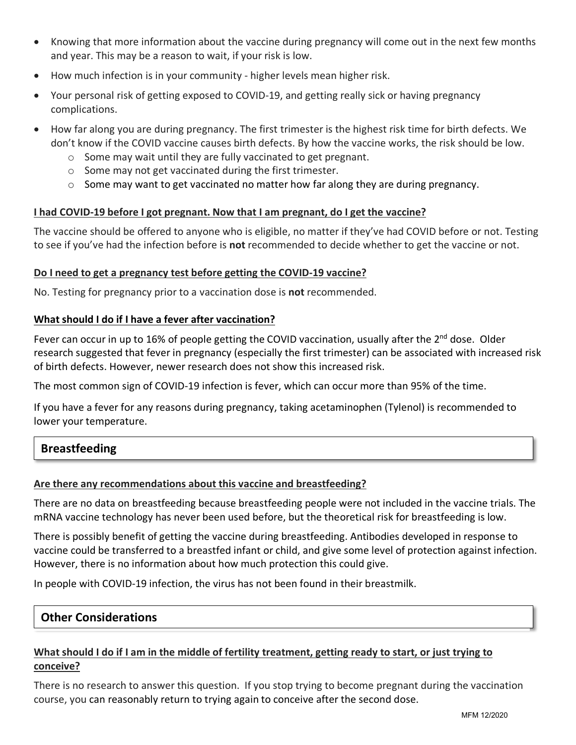- Knowing that more information about the vaccine during pregnancy will come out in the next few months and year. This may be a reason to wait, if your risk is low.
- How much infection is in your community - higher levels mean higher risk.
- Your personal risk of getting exposed to COVID-19, and getting really sick or having pregnancy complications.
- How far along you are during pregnancy. The first trimester is the highest risk time for birth defects. We don't know if the COVID vaccine causes birth defects. By how the vaccine works, the risk should be low.
  - Some may wait until they are fully vaccinated to get pregnant.
  - Some may not get vaccinated during the first trimester.
  - Some may want to get vaccinated no matter how far along they are during pregnancy.

**I had COVID-19 before I got pregnant. Now that I am pregnant, do I get the vaccine?**

The vaccine should be offered to anyone who is eligible, no matter if they've had COVID before or not. Testing to see if you've had the infection before is **not** recommended to decide whether to get the vaccine or not.

**Do I need to get a pregnancy test before getting the COVID-19 vaccine?**

No. Testing for pregnancy prior to a vaccination dose is **not** recommended.

**What should I do if I have a fever after vaccination?**

Fever can occur in up to 16% of people getting the COVID vaccination, usually after the 2nd dose. Older research suggested that fever in pregnancy (especially the first trimester) can be associated with increased risk of birth defects. However, newer research does not show this increased risk.

The most common sign of COVID-19 infection is fever, which can occur more than 95% of the time.

If you have a fever for any reasons during pregnancy, taking acetaminophen (Tylenol) is recommended to lower your temperature.

## Breastfeeding

**Are there any recommendations about this vaccine and breastfeeding?**

There are no data on breastfeeding because breastfeeding people were not included in the vaccine trials. The mRNA vaccine technology has never been used before, but the theoretical risk for breastfeeding is low.

There is possibly benefit of getting the vaccine during breastfeeding. Antibodies developed in response to vaccine could be transferred to a breastfed infant or child, and give some level of protection against infection. However, there is no information about how much protection this could give.

In people with COVID-19 infection, the virus has not been found in their breastmilk.

## Other Considerations

**What should I do if I am in the middle of fertility treatment, getting ready to start, or just trying to conceive?**

There is no research to answer this question. If you stop trying to become pregnant during the vaccination course, you can reasonably return to trying again to conceive after the second dose.

MFM 12/2020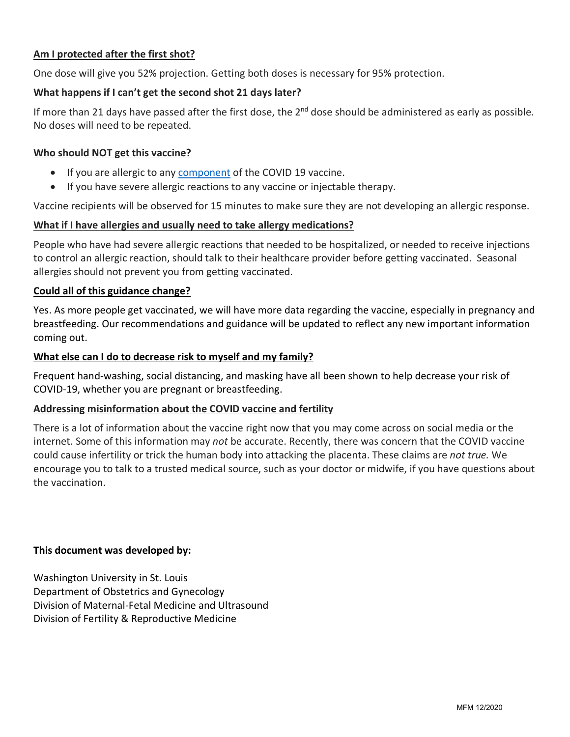**Am I protected after the first shot?**

One dose will give you 52% projection. Getting both doses is necessary for 95% protection.

**What happens if I can't get the second shot 21 days later?**

If more than 21 days have passed after the first dose, the 2nd dose should be administered as early as possible. No doses will need to be repeated.

**Who should NOT get this vaccine?**

- If you are allergic to any component of the COVID 19 vaccine.
- If you have severe allergic reactions to any vaccine or injectable therapy.

Vaccine recipients will be observed for 15 minutes to make sure they are not developing an allergic response.

**What if I have allergies and usually need to take allergy medications?**

People who have had severe allergic reactions that needed to be hospitalized, or needed to receive injections to control an allergic reaction, should talk to their healthcare provider before getting vaccinated. Seasonal allergies should not prevent you from getting vaccinated.

**Could all of this guidance change?**

Yes. As more people get vaccinated, we will have more data regarding the vaccine, especially in pregnancy and breastfeeding. Our recommendations and guidance will be updated to reflect any new important information coming out.

**What else can I do to decrease risk to myself and my family?**

Frequent hand-washing, social distancing, and masking have all been shown to help decrease your risk of COVID-19, whether you are pregnant or breastfeeding.

**Addressing misinformation about the COVID vaccine and fertility**

There is a lot of information about the vaccine right now that you may come across on social media or the internet. Some of this information may *not* be accurate. Recently, there was concern that the COVID vaccine could cause infertility or trick the human body into attacking the placenta. These claims are *not true.* We encourage you to talk to a trusted medical source, such as your doctor or midwife, if you have questions about the vaccination.

**This document was developed by:**

Washington University in St. Louis
Department of Obstetrics and Gynecology
Division of Maternal-Fetal Medicine and Ultrasound
Division of Fertility & Reproductive Medicine

MFM 12/2020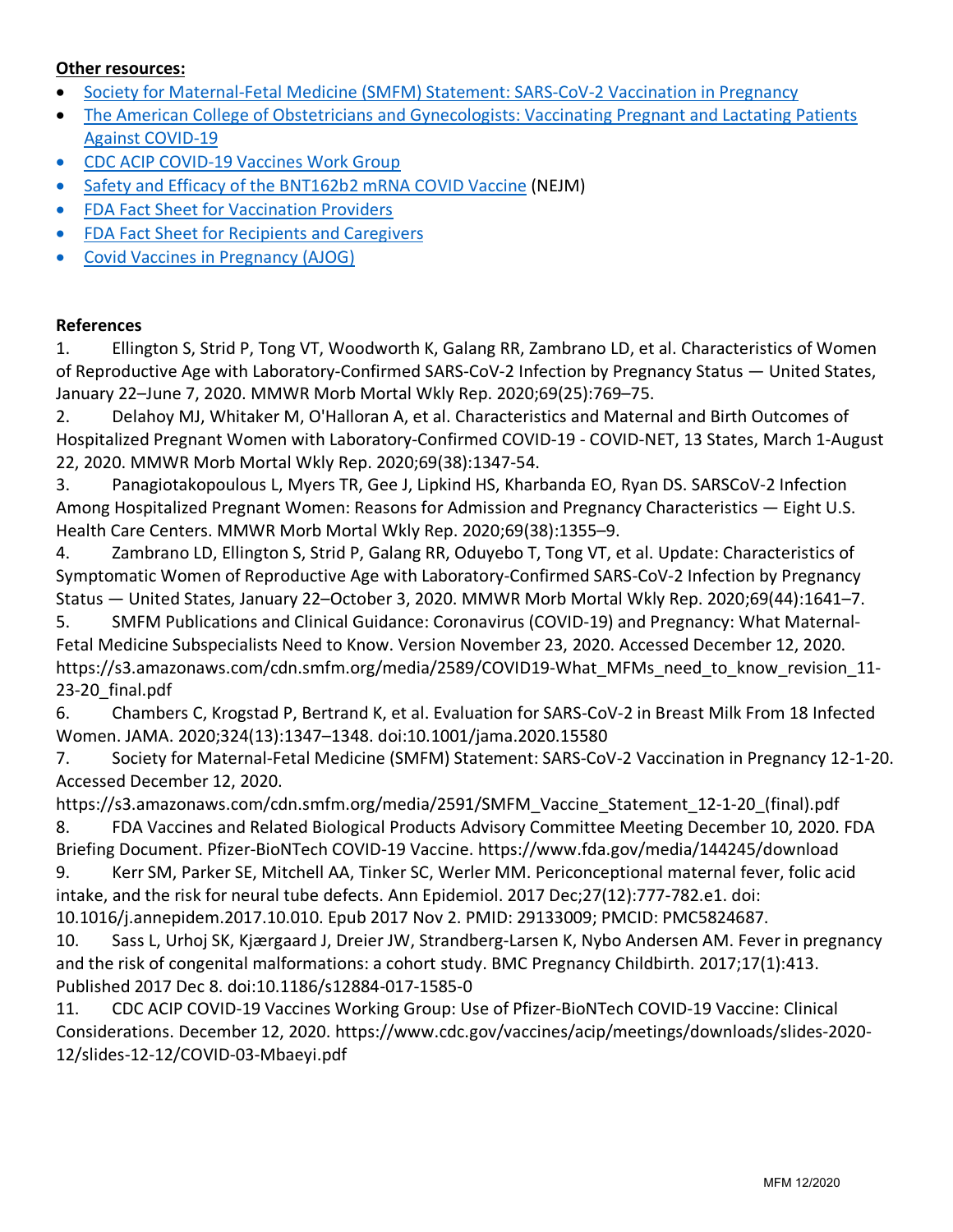**Other resources:**

- Society for Maternal-Fetal Medicine (SMFM) Statement: SARS-CoV-2 Vaccination in Pregnancy
- The American College of Obstetricians and Gynecologists: Vaccinating Pregnant and Lactating Patients Against COVID-19
- CDC ACIP COVID-19 Vaccines Work Group
- Safety and Efficacy of the BNT162b2 mRNA COVID Vaccine (NEJM)
- FDA Fact Sheet for Vaccination Providers
- FDA Fact Sheet for Recipients and Caregivers
- Covid Vaccines in Pregnancy (AJOG)

**References**

1. Ellington S, Strid P, Tong VT, Woodworth K, Galang RR, Zambrano LD, et al. Characteristics of Women of Reproductive Age with Laboratory-Confirmed SARS-CoV-2 Infection by Pregnancy Status — United States, January 22–June 7, 2020. MMWR Morb Mortal Wkly Rep. 2020;69(25):769–75.
2. Delahoy MJ, Whitaker M, O'Halloran A, et al. Characteristics and Maternal and Birth Outcomes of Hospitalized Pregnant Women with Laboratory-Confirmed COVID-19 - COVID-NET, 13 States, March 1-August 22, 2020. MMWR Morb Mortal Wkly Rep. 2020;69(38):1347-54.
3. Panagiotakopoulous L, Myers TR, Gee J, Lipkind HS, Kharbanda EO, Ryan DS. SARSCoV-2 Infection Among Hospitalized Pregnant Women: Reasons for Admission and Pregnancy Characteristics — Eight U.S. Health Care Centers. MMWR Morb Mortal Wkly Rep. 2020;69(38):1355–9.
4. Zambrano LD, Ellington S, Strid P, Galang RR, Oduyebo T, Tong VT, et al. Update: Characteristics of Symptomatic Women of Reproductive Age with Laboratory-Confirmed SARS-CoV-2 Infection by Pregnancy Status — United States, January 22–October 3, 2020. MMWR Morb Mortal Wkly Rep. 2020;69(44):1641–7.
5. SMFM Publications and Clinical Guidance: Coronavirus (COVID-19) and Pregnancy: What Maternal-Fetal Medicine Subspecialists Need to Know. Version November 23, 2020. Accessed December 12, 2020. https://s3.amazonaws.com/cdn.smfm.org/media/2589/COVID19-What_MFMs_need_to_know_revision_11-23-20_final.pdf
6. Chambers C, Krogstad P, Bertrand K, et al. Evaluation for SARS-CoV-2 in Breast Milk From 18 Infected Women. JAMA. 2020;324(13):1347–1348. doi:10.1001/jama.2020.15580
7. Society for Maternal-Fetal Medicine (SMFM) Statement: SARS-CoV-2 Vaccination in Pregnancy 12-1-20. Accessed December 12, 2020. https://s3.amazonaws.com/cdn.smfm.org/media/2591/SMFM_Vaccine_Statement_12-1-20_(final).pdf
8. FDA Vaccines and Related Biological Products Advisory Committee Meeting December 10, 2020. FDA Briefing Document. Pfizer-BioNTech COVID-19 Vaccine. https://www.fda.gov/media/144245/download
9. Kerr SM, Parker SE, Mitchell AA, Tinker SC, Werler MM. Periconceptional maternal fever, folic acid intake, and the risk for neural tube defects. Ann Epidemiol. 2017 Dec;27(12):777-782.e1. doi: 10.1016/j.annepidem.2017.10.010. Epub 2017 Nov 2. PMID: 29133009; PMCID: PMC5824687.
10. Sass L, Urhoj SK, Kjærgaard J, Dreier JW, Strandberg-Larsen K, Nybo Andersen AM. Fever in pregnancy and the risk of congenital malformations: a cohort study. BMC Pregnancy Childbirth. 2017;17(1):413. Published 2017 Dec 8. doi:10.1186/s12884-017-1585-0
11. CDC ACIP COVID-19 Vaccines Working Group: Use of Pfizer-BioNTech COVID-19 Vaccine: Clinical Considerations. December 12, 2020. https://www.cdc.gov/vaccines/acip/meetings/downloads/slides-2020-12/slides-12-12/COVID-03-Mbaeyi.pdf

MFM 12/2020